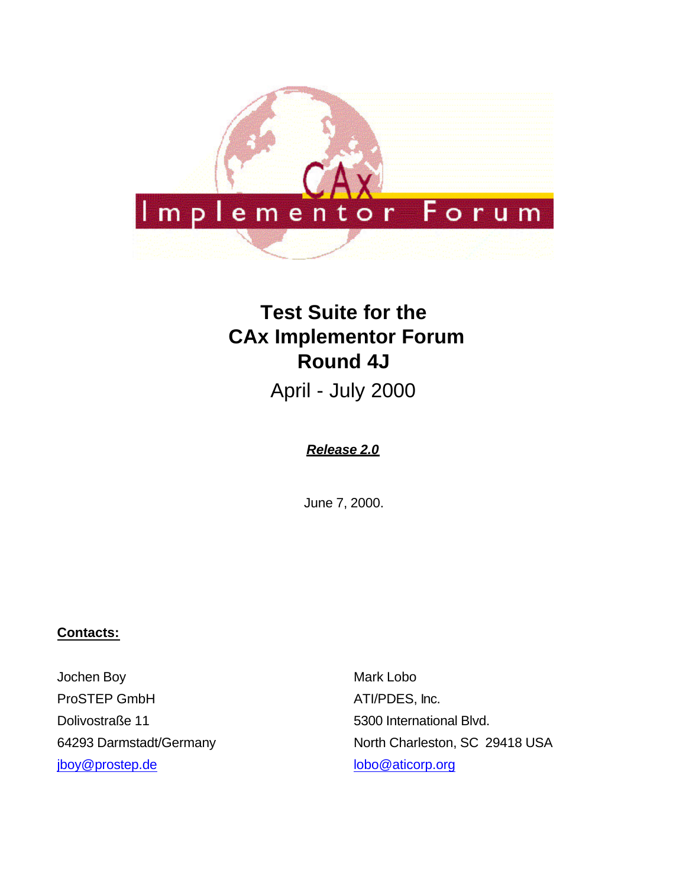# Test Suite for the CAx Implementor Forum Round 4J

April - July 2000

***Release 2.0***

June 7, 2000.

**Contacts:**

Jochen Boy
ProSTEP GmbH
Dolivostraße 11
64293 Darmstadt/Germany
jboy@prostep.de

Mark Lobo
ATI/PDES, Inc.
5300 International Blvd.
North Charleston, SC 29418 USA
lobo@aticorp.org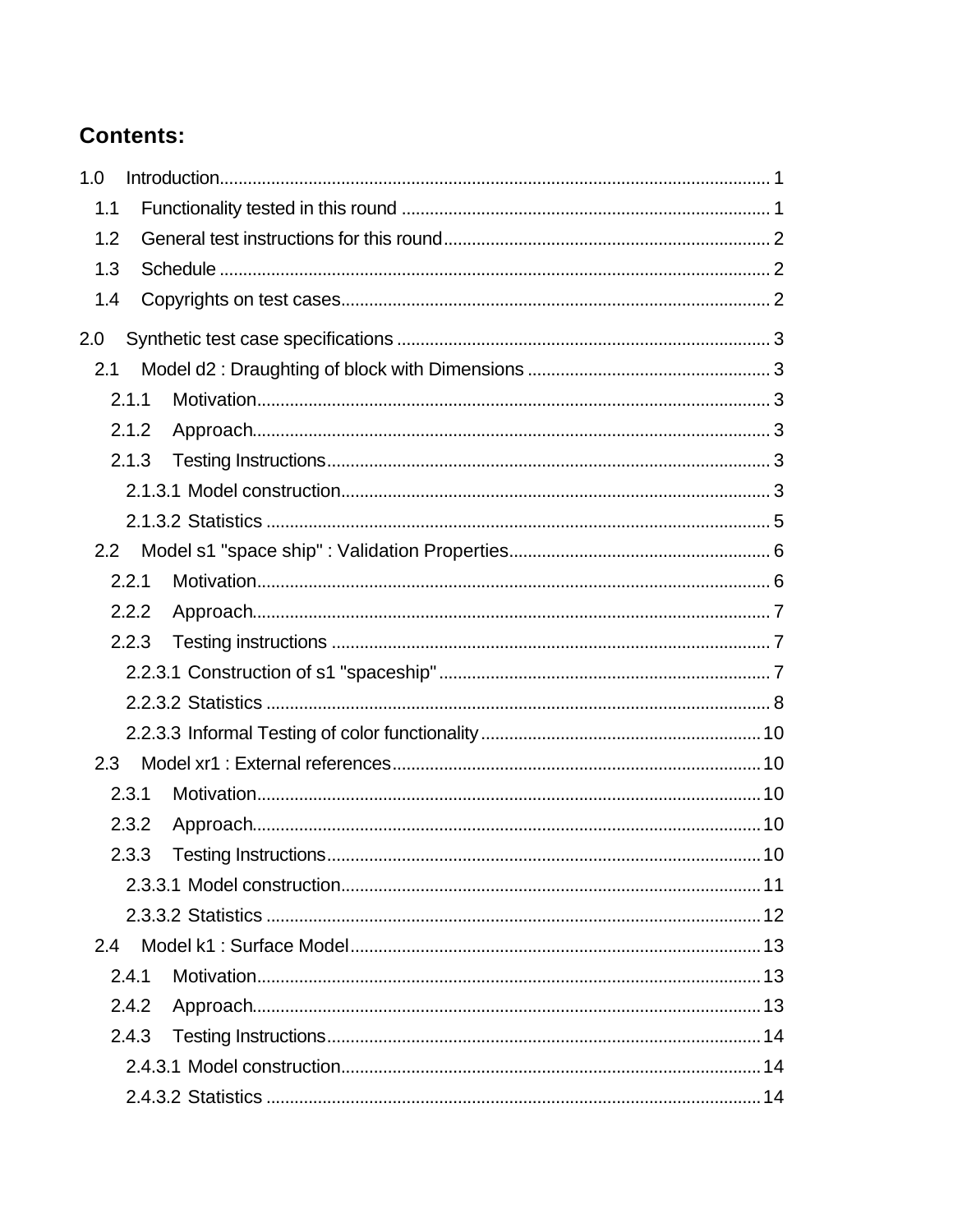## Contents:

1.0 Introduction ..... 1
- 1.1 Functionality tested in this round ..... 1
- 1.2 General test instructions for this round ..... 2
- 1.3 Schedule ..... 2
- 1.4 Copyrights on test cases ..... 2

2.0 Synthetic test case specifications ..... 3
- 2.1 Model d2 : Draughting of block with Dimensions ..... 3
  - 2.1.1 Motivation ..... 3
  - 2.1.2 Approach ..... 3
  - 2.1.3 Testing Instructions ..... 3
    - 2.1.3.1 Model construction ..... 3
    - 2.1.3.2 Statistics ..... 5
- 2.2 Model s1 "space ship" : Validation Properties ..... 6
  - 2.2.1 Motivation ..... 6
  - 2.2.2 Approach ..... 7
  - 2.2.3 Testing instructions ..... 7
    - 2.2.3.1 Construction of s1 "spaceship" ..... 7
    - 2.2.3.2 Statistics ..... 8
    - 2.2.3.3 Informal Testing of color functionality ..... 10
- 2.3 Model xr1 : External references ..... 10
  - 2.3.1 Motivation ..... 10
  - 2.3.2 Approach ..... 10
  - 2.3.3 Testing Instructions ..... 10
    - 2.3.3.1 Model construction ..... 11
    - 2.3.3.2 Statistics ..... 12
- 2.4 Model k1 : Surface Model ..... 13
  - 2.4.1 Motivation ..... 13
  - 2.4.2 Approach ..... 13
  - 2.4.3 Testing Instructions ..... 14
    - 2.4.3.1 Model construction ..... 14
    - 2.4.3.2 Statistics ..... 14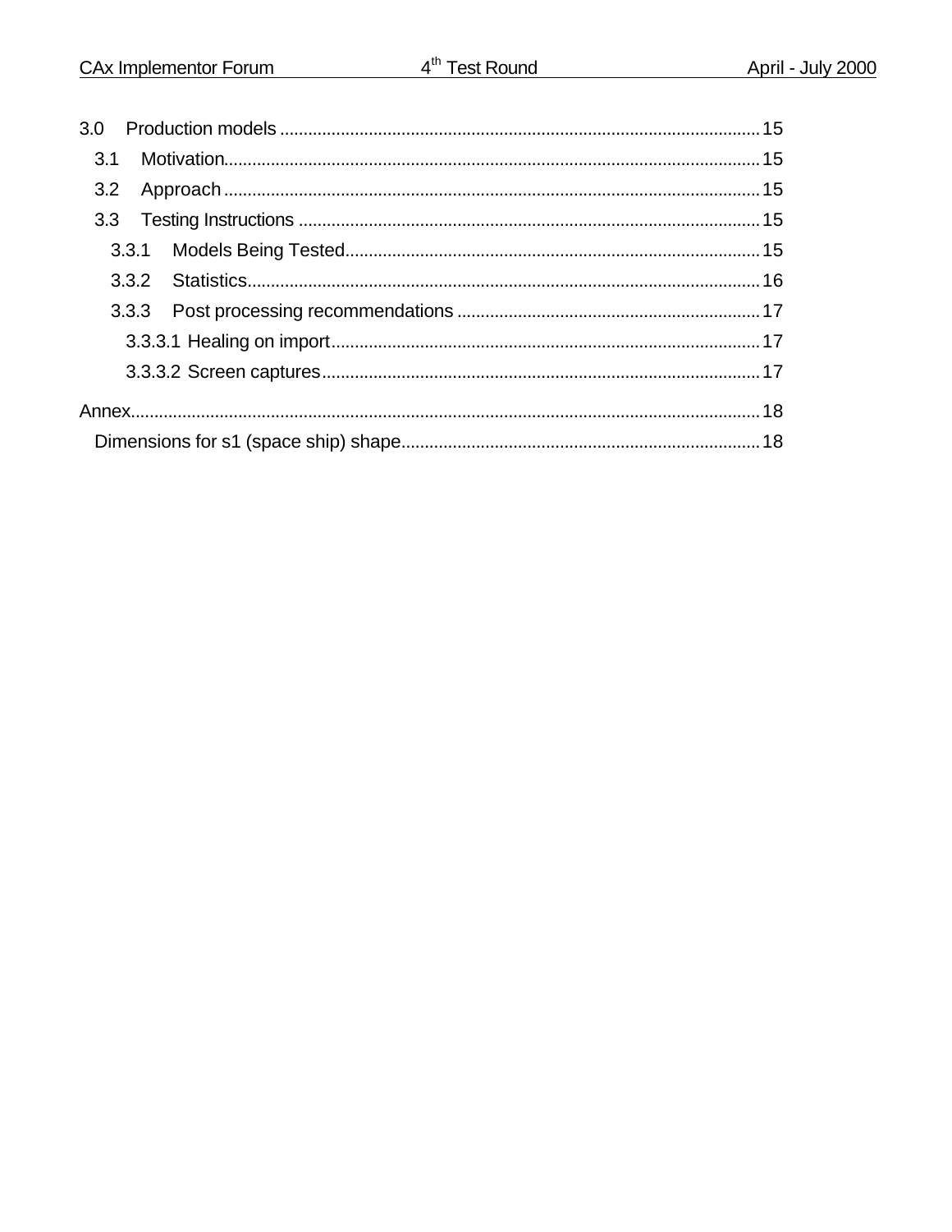3.0 Production models ...................................................................................................... 15
  3.1 Motivation................................................................................................................... 15
  3.2 Approach .................................................................................................................... 15
  3.3 Testing Instructions .................................................................................................... 15
    3.3.1 Models Being Tested......................................................................................... 15
    3.3.2 Statistics.............................................................................................................. 16
    3.3.3 Post processing recommendations ................................................................. 17
      3.3.3.1 Healing on import........................................................................................... 17
      3.3.3.2 Screen captures............................................................................................. 17

Annex..................................................................................................................................... 18
  Dimensions for s1 (space ship) shape............................................................................ 18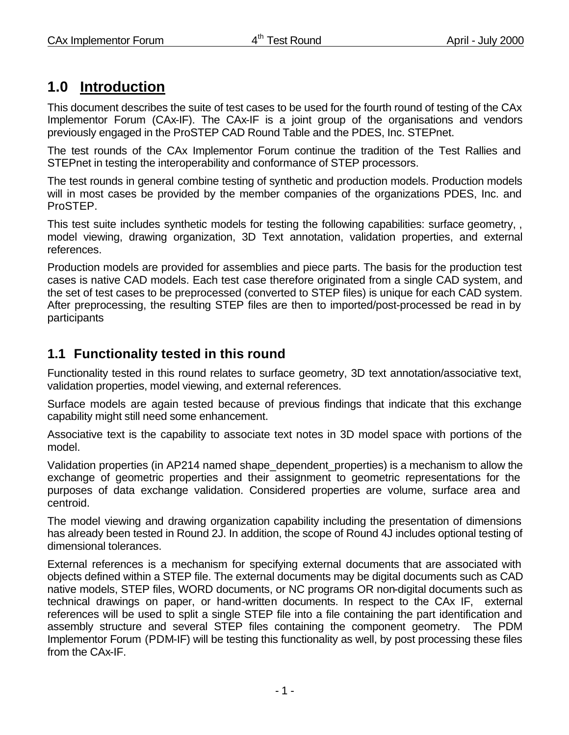## 1.0 Introduction

This document describes the suite of test cases to be used for the fourth round of testing of the CAx Implementor Forum (CAx-IF). The CAx-IF is a joint group of the organisations and vendors previously engaged in the ProSTEP CAD Round Table and the PDES, Inc. STEPnet.

The test rounds of the CAx Implementor Forum continue the tradition of the Test Rallies and STEPnet in testing the interoperability and conformance of STEP processors.

The test rounds in general combine testing of synthetic and production models. Production models will in most cases be provided by the member companies of the organizations PDES, Inc. and ProSTEP.

This test suite includes synthetic models for testing the following capabilities: surface geometry, , model viewing, drawing organization, 3D Text annotation, validation properties, and external references.

Production models are provided for assemblies and piece parts. The basis for the production test cases is native CAD models. Each test case therefore originated from a single CAD system, and the set of test cases to be preprocessed (converted to STEP files) is unique for each CAD system. After preprocessing, the resulting STEP files are then to imported/post-processed be read in by participants

### 1.1 Functionality tested in this round

Functionality tested in this round relates to surface geometry, 3D text annotation/associative text, validation properties, model viewing, and external references.

Surface models are again tested because of previous findings that indicate that this exchange capability might still need some enhancement.

Associative text is the capability to associate text notes in 3D model space with portions of the model.

Validation properties (in AP214 named shape_dependent_properties) is a mechanism to allow the exchange of geometric properties and their assignment to geometric representations for the purposes of data exchange validation. Considered properties are volume, surface area and centroid.

The model viewing and drawing organization capability including the presentation of dimensions has already been tested in Round 2J. In addition, the scope of Round 4J includes optional testing of dimensional tolerances.

External references is a mechanism for specifying external documents that are associated with objects defined within a STEP file. The external documents may be digital documents such as CAD native models, STEP files, WORD documents, or NC programs OR non-digital documents such as technical drawings on paper, or hand-written documents. In respect to the CAx IF, external references will be used to split a single STEP file into a file containing the part identification and assembly structure and several STEP files containing the component geometry. The PDM Implementor Forum (PDM-IF) will be testing this functionality as well, by post processing these files from the CAx-IF.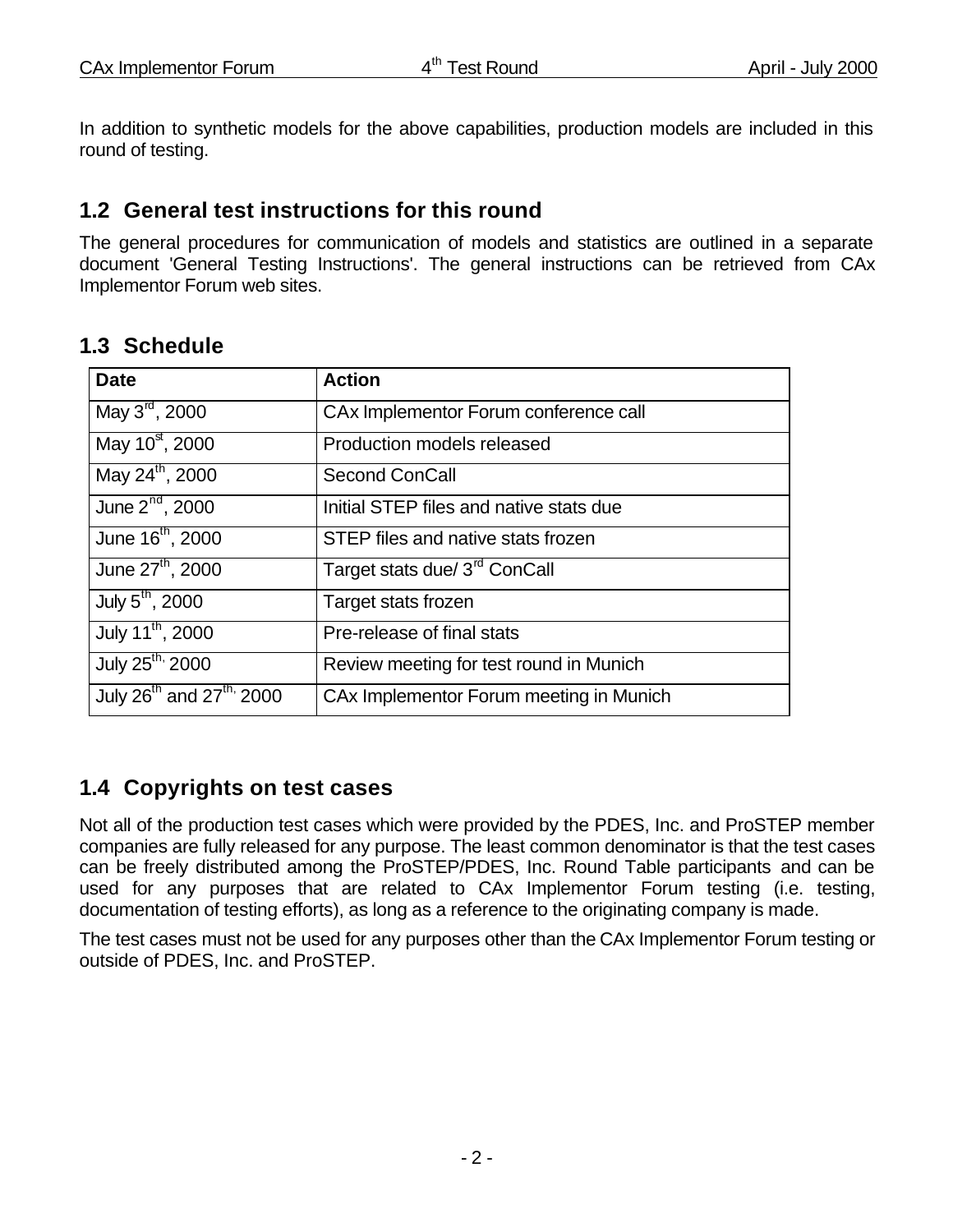In addition to synthetic models for the above capabilities, production models are included in this round of testing.

## 1.2 General test instructions for this round

The general procedures for communication of models and statistics are outlined in a separate document 'General Testing Instructions'. The general instructions can be retrieved from CAx Implementor Forum web sites.

## 1.3 Schedule

| Date | Action |
|---|---|
| May 3rd, 2000 | CAx Implementor Forum conference call |
| May 10st, 2000 | Production models released |
| May 24th, 2000 | Second ConCall |
| June 2nd, 2000 | Initial STEP files and native stats due |
| June 16th, 2000 | STEP files and native stats frozen |
| June 27th, 2000 | Target stats due/ 3rd ConCall |
| July 5th, 2000 | Target stats frozen |
| July 11th, 2000 | Pre-release of final stats |
| July 25th, 2000 | Review meeting for test round in Munich |
| July 26th and 27th, 2000 | CAx Implementor Forum meeting in Munich |

## 1.4 Copyrights on test cases

Not all of the production test cases which were provided by the PDES, Inc. and ProSTEP member companies are fully released for any purpose. The least common denominator is that the test cases can be freely distributed among the ProSTEP/PDES, Inc. Round Table participants and can be used for any purposes that are related to CAx Implementor Forum testing (i.e. testing, documentation of testing efforts), as long as a reference to the originating company is made.

The test cases must not be used for any purposes other than the CAx Implementor Forum testing or outside of PDES, Inc. and ProSTEP.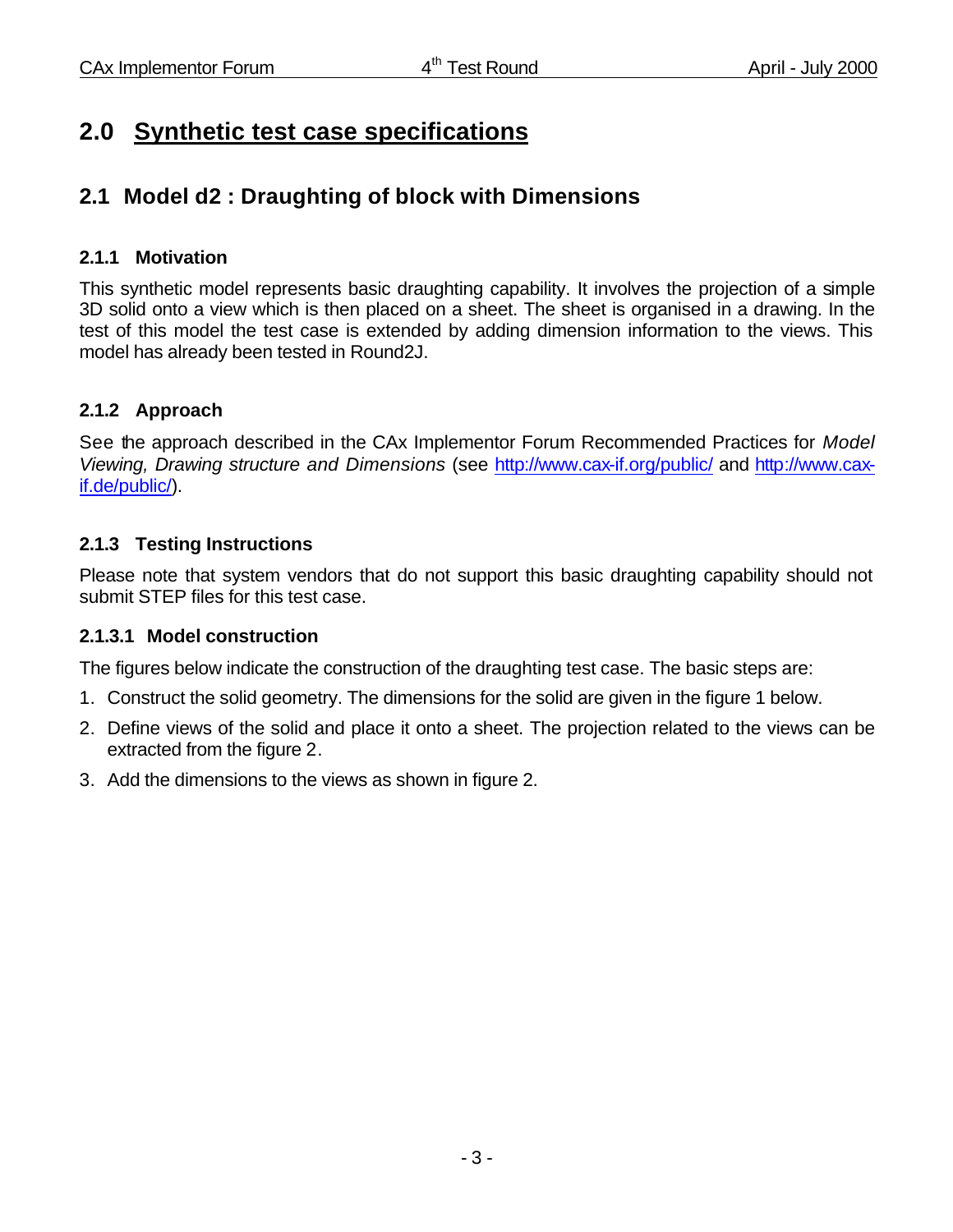# 2.0 Synthetic test case specifications

## 2.1 Model d2 : Draughting of block with Dimensions

### 2.1.1 Motivation

This synthetic model represents basic draughting capability. It involves the projection of a simple 3D solid onto a view which is then placed on a sheet. The sheet is organised in a drawing. In the test of this model the test case is extended by adding dimension information to the views. This model has already been tested in Round2J.

### 2.1.2 Approach

See the approach described in the CAx Implementor Forum Recommended Practices for *Model Viewing, Drawing structure and Dimensions* (see http://www.cax-if.org/public/ and http://www.cax-if.de/public/).

### 2.1.3 Testing Instructions

Please note that system vendors that do not support this basic draughting capability should not submit STEP files for this test case.

#### 2.1.3.1 Model construction

The figures below indicate the construction of the draughting test case. The basic steps are:

1. Construct the solid geometry. The dimensions for the solid are given in the figure 1 below.
2. Define views of the solid and place it onto a sheet. The projection related to the views can be extracted from the figure 2.
3. Add the dimensions to the views as shown in figure 2.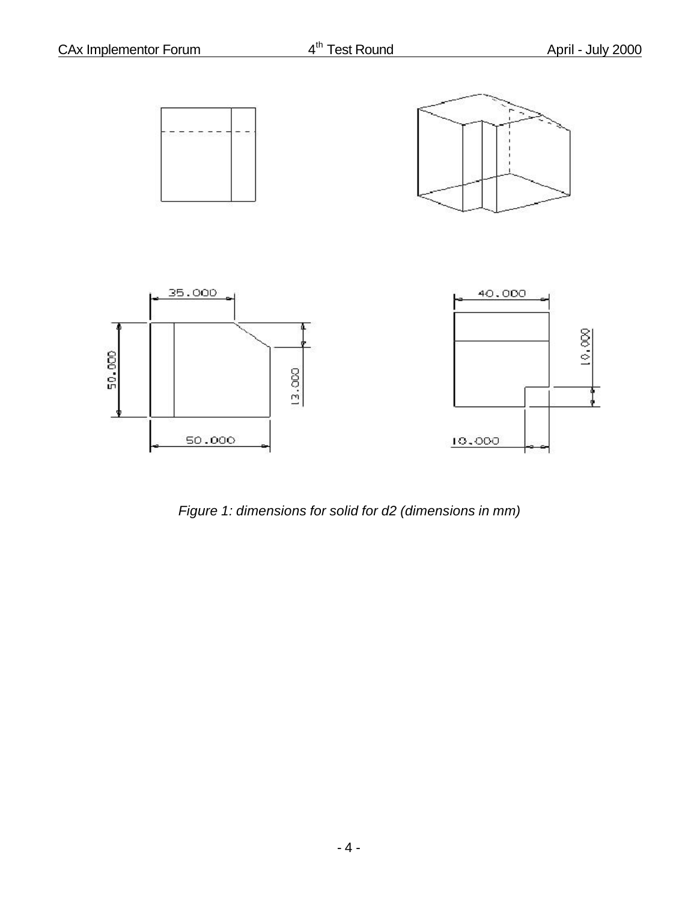*Figure 1: dimensions for solid for d2 (dimensions in mm)*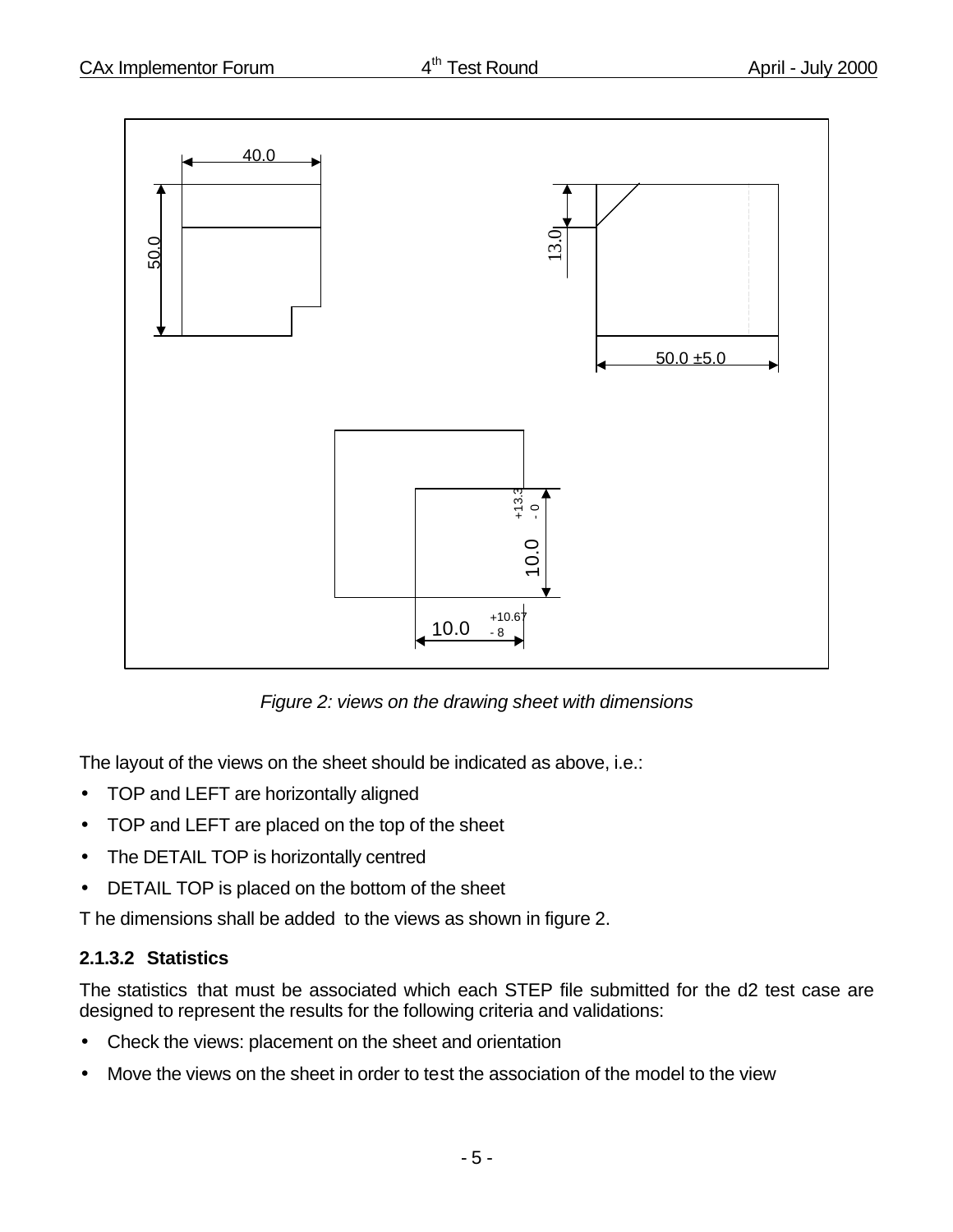*Figure 2: views on the drawing sheet with dimensions*

The layout of the views on the sheet should be indicated as above, i.e.:

- TOP and LEFT are horizontally aligned
- TOP and LEFT are placed on the top of the sheet
- The DETAIL TOP is horizontally centred
- DETAIL TOP is placed on the bottom of the sheet

T he dimensions shall be added  to the views as shown in figure 2.

### 2.1.3.2 Statistics

The statistics  that must be associated which each STEP file submitted for the d2 test case are designed to represent the results for the following criteria and validations:

- Check the views: placement on the sheet and orientation
- Move the views on the sheet in order to test the association of the model to the view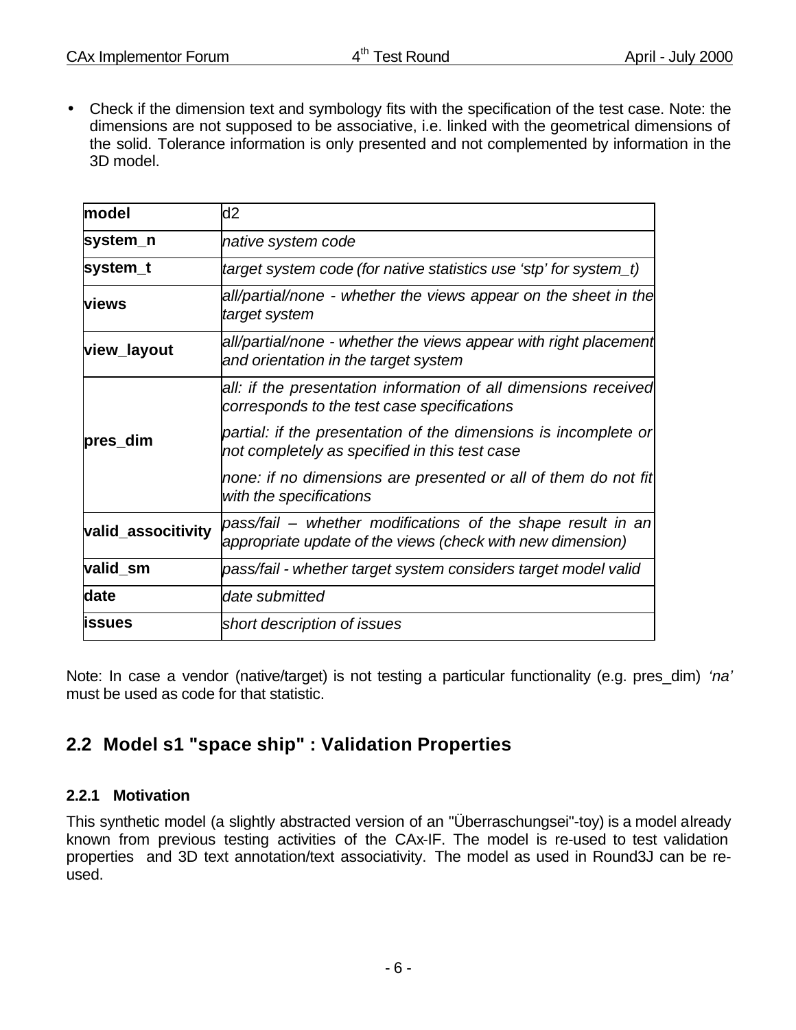- Check if the dimension text and symbology fits with the specification of the test case. Note: the dimensions are not supposed to be associative, i.e. linked with the geometrical dimensions of the solid. Tolerance information is only presented and not complemented by information in the 3D model.

| **model** | d2 |
|---|---|
| **system_n** | *native system code* |
| **system_t** | *target system code (for native statistics use 'stp' for system_t)* |
| **views** | *all/partial/none - whether the views appear on the sheet in the target system* |
| **view_layout** | *all/partial/none - whether the views appear with right placement and orientation in the target system* |
| **pres_dim** | *all: if the presentation information of all dimensions received corresponds to the test case specifications*<br>*partial: if the presentation of the dimensions is incomplete or not completely as specified in this test case*<br>*none: if no dimensions are presented or all of them do not fit with the specifications* |
| **valid_associtivity** | *pass/fail – whether modifications of the shape result in an appropriate update of the views (check with new dimension)* |
| **valid_sm** | *pass/fail - whether target system considers target model valid* |
| **date** | *date submitted* |
| **issues** | *short description of issues* |

Note: In case a vendor (native/target) is not testing a particular functionality (e.g. pres_dim) *'na'* must be used as code for that statistic.

## 2.2 Model s1 "space ship" : Validation Properties

### 2.2.1 Motivation

This synthetic model (a slightly abstracted version of an "Überraschungsei"-toy) is a model already known from previous testing activities of the CAx-IF. The model is re-used to test validation properties and 3D text annotation/text associativity. The model as used in Round3J can be re-used.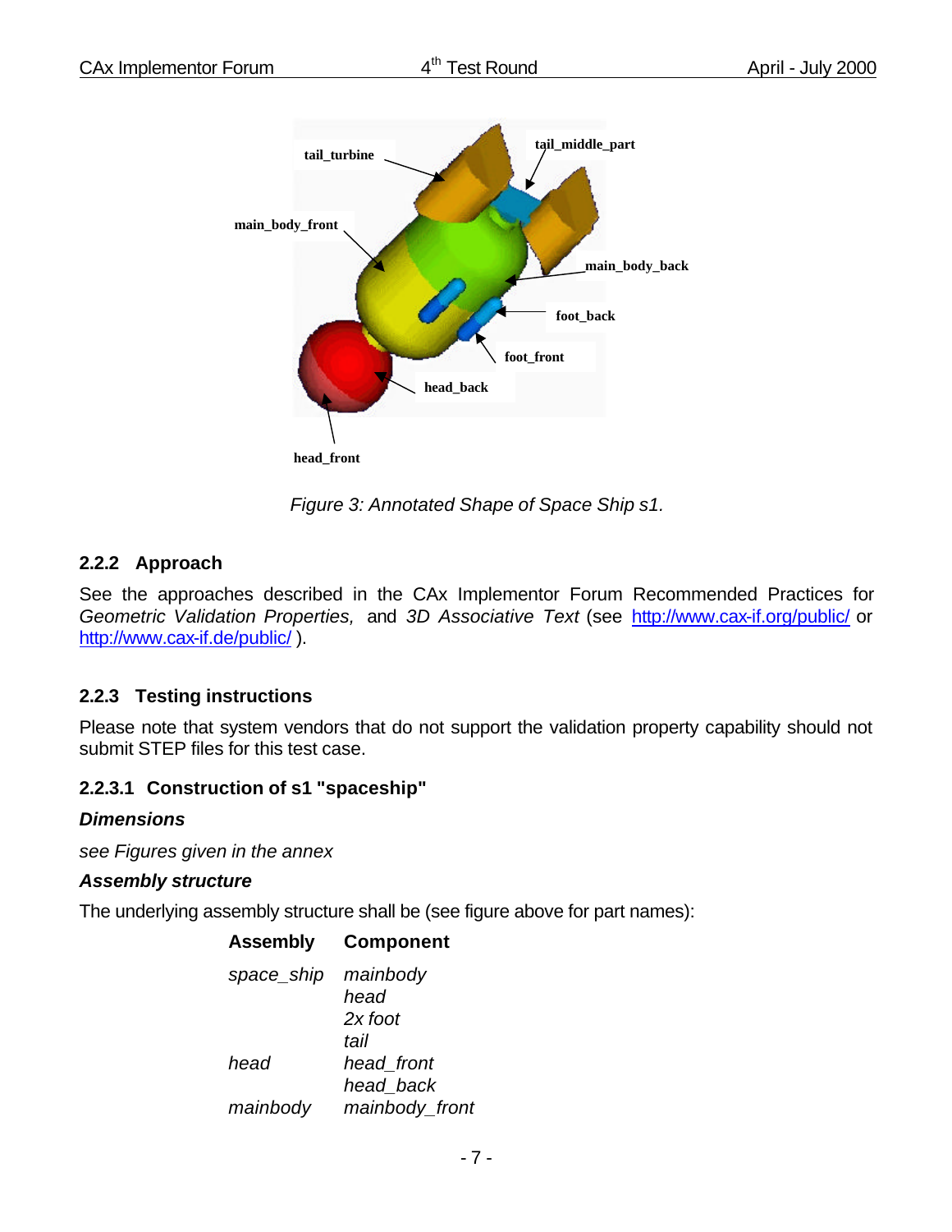Figure 3: Annotated Shape of Space Ship s1.

### 2.2.2 Approach

See the approaches described in the CAx Implementor Forum Recommended Practices for *Geometric Validation Properties,* and *3D Associative Text* (see http://www.cax-if.org/public/ or http://www.cax-if.de/public/ ).

### 2.2.3 Testing instructions

Please note that system vendors that do not support the validation property capability should not submit STEP files for this test case.

#### 2.2.3.1 Construction of s1 "spaceship"

***Dimensions***

*see Figures given in the annex*

***Assembly structure***

The underlying assembly structure shall be (see figure above for part names):

| Assembly | Component |
| --- | --- |
| *space_ship* | *mainbody* |
| | *head* |
| | *2x foot* |
| | *tail* |
| *head* | *head_front* |
| | *head_back* |
| *mainbody* | *mainbody_front* |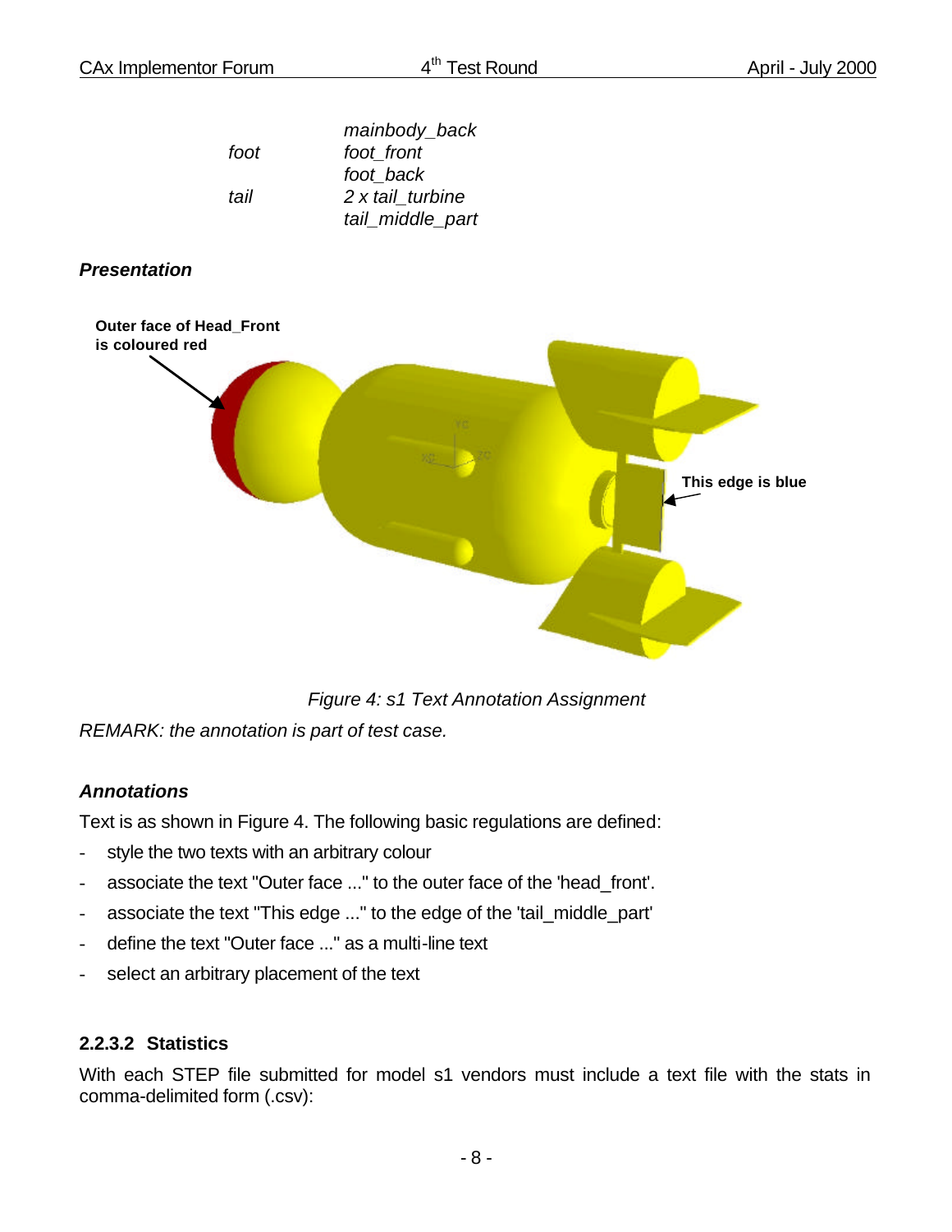| | |
|---|---|
| | *mainbody_back* |
| *foot* | *foot_front* |
| | *foot_back* |
| *tail* | *2 x tail_turbine* |
| | *tail_middle_part* |

***Presentation***

*Figure 4: s1 Text Annotation Assignment*

*REMARK: the annotation is part of test case.*

***Annotations***

Text is as shown in Figure 4. The following basic regulations are defined:

- style the two texts with an arbitrary colour
- associate the text "Outer face ..." to the outer face of the 'head_front'.
- associate the text "This edge ..." to the edge of the 'tail_middle_part'
- define the text "Outer face ..." as a multi-line text
- select an arbitrary placement of the text

### 2.2.3.2 Statistics

With each STEP file submitted for model s1 vendors must include a text file with the stats in comma-delimited form (.csv):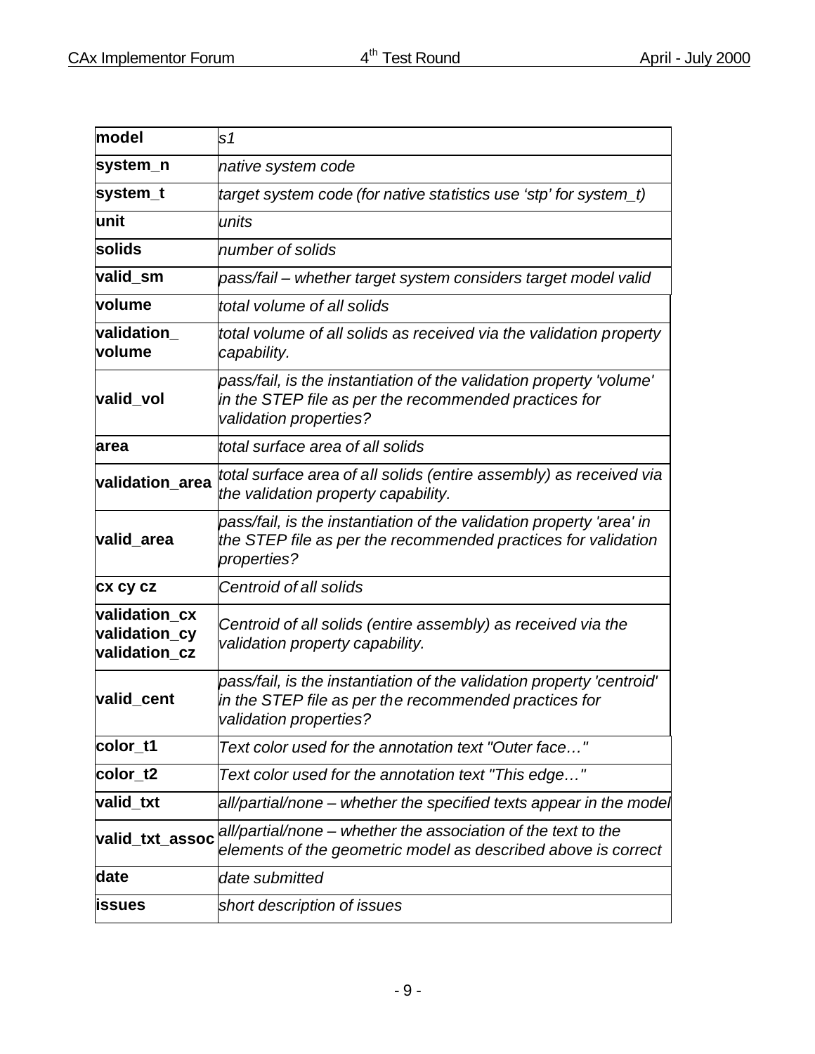| **model** | *s1* |
|---|---|
| **system_n** | *native system code* |
| **system_t** | *target system code (for native statistics use 'stp' for system_t)* |
| **unit** | *units* |
| **solids** | *number of solids* |
| **valid_sm** | *pass/fail – whether target system considers target model valid* |
| **volume** | *total volume of all solids* |
| **validation_ volume** | *total volume of all solids as received via the validation property capability.* |
| **valid_vol** | *pass/fail, is the instantiation of the validation property 'volume' in the STEP file as per the recommended practices for validation properties?* |
| **area** | *total surface area of all solids* |
| **validation_area** | *total surface area of all solids (entire assembly) as received via the validation property capability.* |
| **valid_area** | *pass/fail, is the instantiation of the validation property 'area' in the STEP file as per the recommended practices for validation properties?* |
| **cx cy cz** | *Centroid of all solids* |
| **validation_cx validation_cy validation_cz** | *Centroid of all solids (entire assembly) as received via the validation property capability.* |
| **valid_cent** | *pass/fail, is the instantiation of the validation property 'centroid' in the STEP file as per the recommended practices for validation properties?* |
| **color_t1** | *Text color used for the annotation text "Outer face…"* |
| **color_t2** | *Text color used for the annotation text "This edge…"* |
| **valid_txt** | *all/partial/none – whether the specified texts appear in the model* |
| **valid_txt_assoc** | *all/partial/none – whether the association of the text to the elements of the geometric model as described above is correct* |
| **date** | *date submitted* |
| **issues** | *short description of issues* |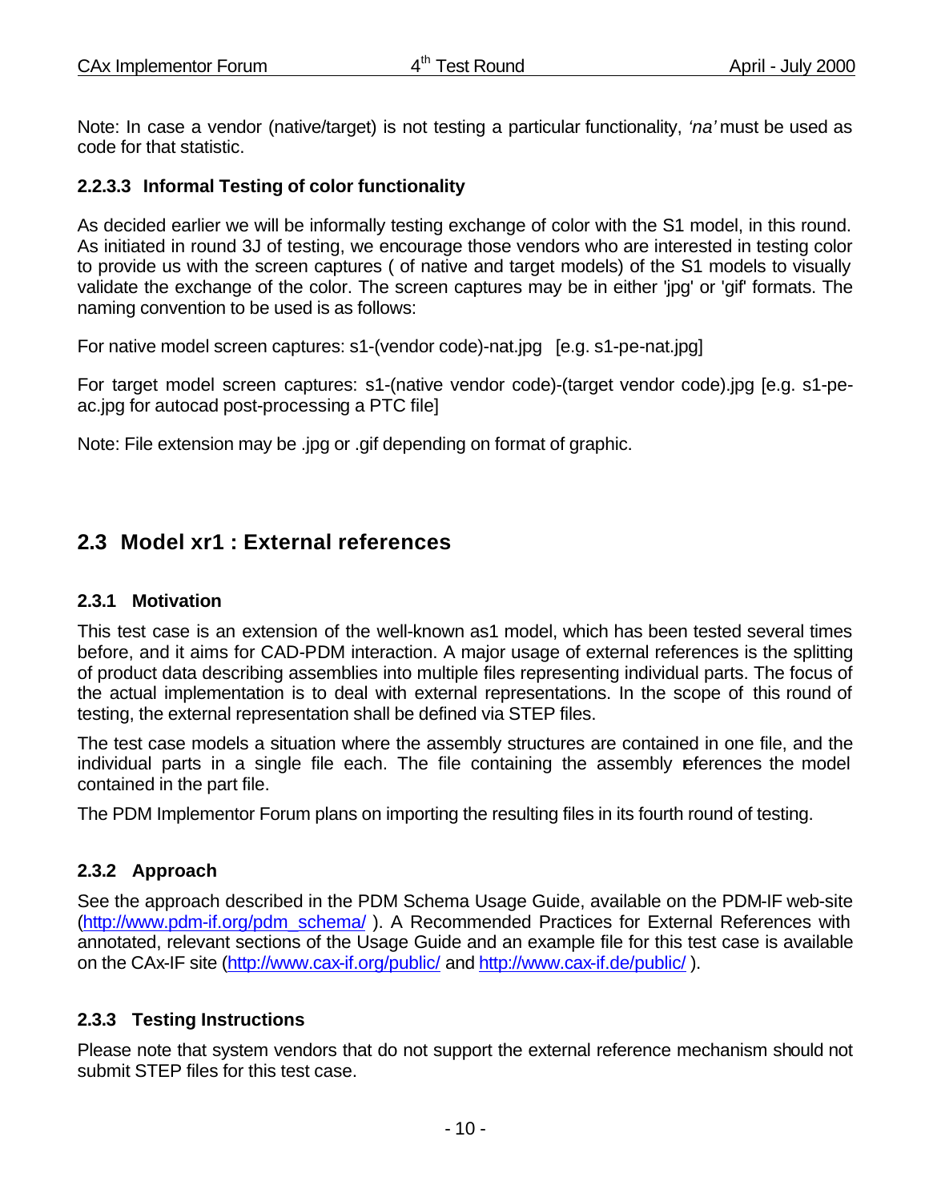Note: In case a vendor (native/target) is not testing a particular functionality, *'na'* must be used as code for that statistic.

### 2.2.3.3 Informal Testing of color functionality

As decided earlier we will be informally testing exchange of color with the S1 model, in this round. As initiated in round 3J of testing, we encourage those vendors who are interested in testing color to provide us with the screen captures ( of native and target models) of the S1 models to visually validate the exchange of the color. The screen captures may be in either 'jpg' or 'gif' formats. The naming convention to be used is as follows:

For native model screen captures: s1-(vendor code)-nat.jpg [e.g. s1-pe-nat.jpg]

For target model screen captures: s1-(native vendor code)-(target vendor code).jpg [e.g. s1-pe-ac.jpg for autocad post-processing a PTC file]

Note: File extension may be .jpg or .gif depending on format of graphic.

## 2.3 Model xr1 : External references

### 2.3.1 Motivation

This test case is an extension of the well-known as1 model, which has been tested several times before, and it aims for CAD-PDM interaction. A major usage of external references is the splitting of product data describing assemblies into multiple files representing individual parts. The focus of the actual implementation is to deal with external representations. In the scope of this round of testing, the external representation shall be defined via STEP files.

The test case models a situation where the assembly structures are contained in one file, and the individual parts in a single file each. The file containing the assembly references the model contained in the part file.

The PDM Implementor Forum plans on importing the resulting files in its fourth round of testing.

### 2.3.2 Approach

See the approach described in the PDM Schema Usage Guide, available on the PDM-IF web-site (http://www.pdm-if.org/pdm_schema/ ). A Recommended Practices for External References with annotated, relevant sections of the Usage Guide and an example file for this test case is available on the CAx-IF site (http://www.cax-if.org/public/ and http://www.cax-if.de/public/ ).

### 2.3.3 Testing Instructions

Please note that system vendors that do not support the external reference mechanism should not submit STEP files for this test case.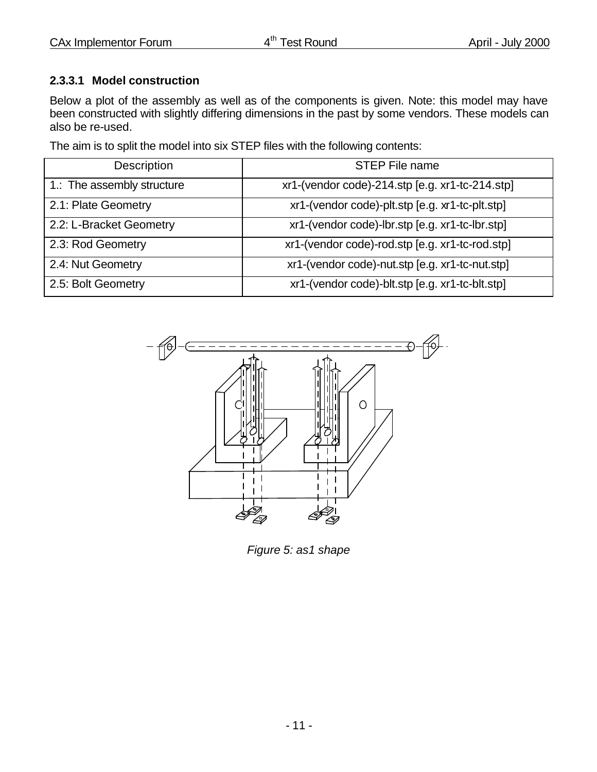#### 2.3.3.1 Model construction

Below a plot of the assembly as well as of the components is given. Note: this model may have been constructed with slightly differing dimensions in the past by some vendors. These models can also be re-used.

The aim is to split the model into six STEP files with the following contents:

| Description | STEP File name |
| --- | --- |
| 1.: The assembly structure | xr1-(vendor code)-214.stp [e.g. xr1-tc-214.stp] |
| 2.1: Plate Geometry | xr1-(vendor code)-plt.stp [e.g. xr1-tc-plt.stp] |
| 2.2: L-Bracket Geometry | xr1-(vendor code)-lbr.stp [e.g. xr1-tc-lbr.stp] |
| 2.3: Rod Geometry | xr1-(vendor code)-rod.stp [e.g. xr1-tc-rod.stp] |
| 2.4: Nut Geometry | xr1-(vendor code)-nut.stp [e.g. xr1-tc-nut.stp] |
| 2.5: Bolt Geometry | xr1-(vendor code)-blt.stp [e.g. xr1-tc-blt.stp] |

*Figure 5: as1 shape*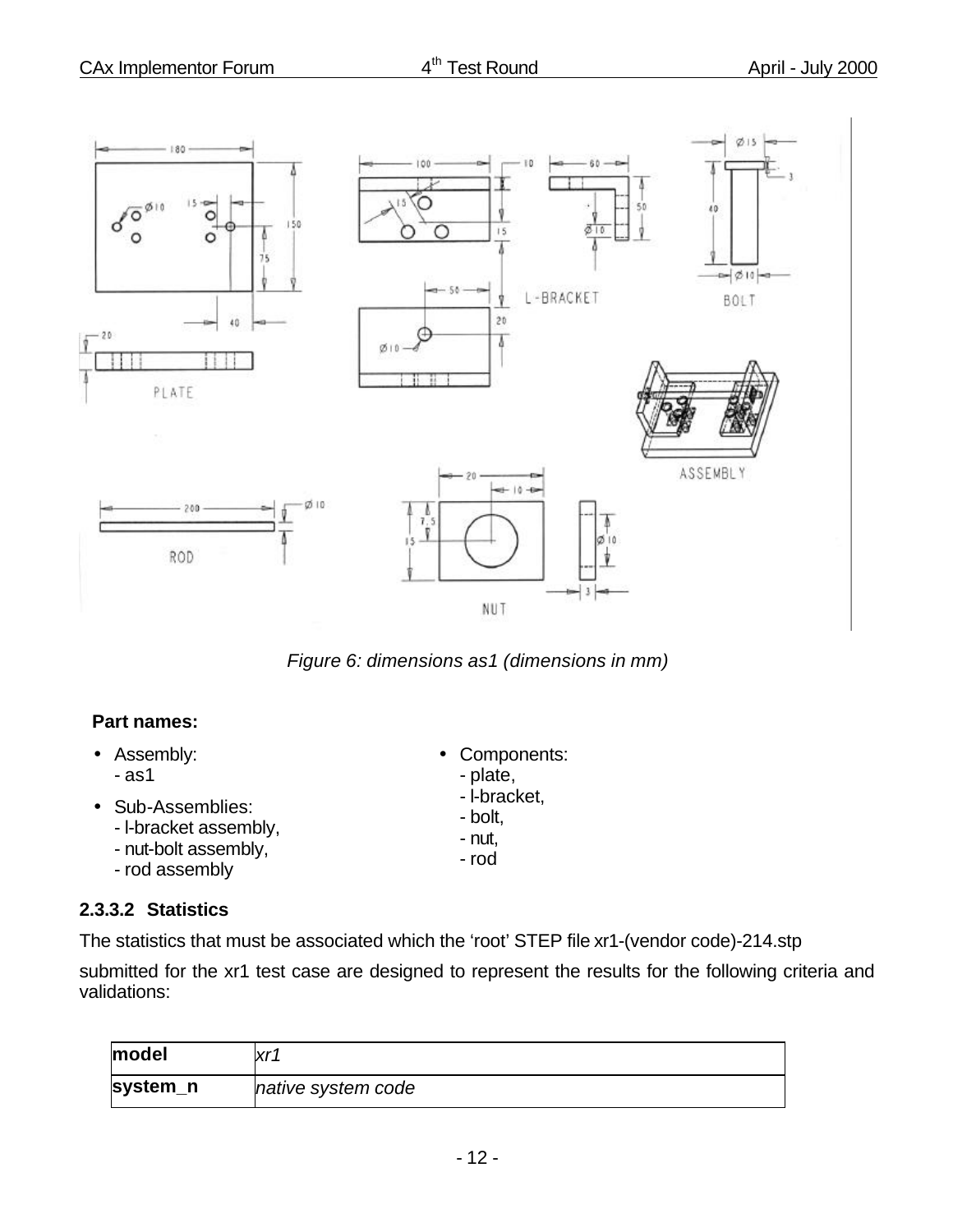*Figure 6: dimensions as1 (dimensions in mm)*

**Part names:**

- Assembly:
  - as1
- Sub-Assemblies:
  - l-bracket assembly,
  - nut-bolt assembly,
  - rod assembly
- Components:
  - plate,
  - l-bracket,
  - bolt,
  - nut,
  - rod

#### 2.3.3.2 Statistics

The statistics that must be associated which the 'root' STEP file xr1-(vendor code)-214.stp

submitted for the xr1 test case are designed to represent the results for the following criteria and validations:

| **model** | *xr1* |
|---|---|
| **system_n** | *native system code* |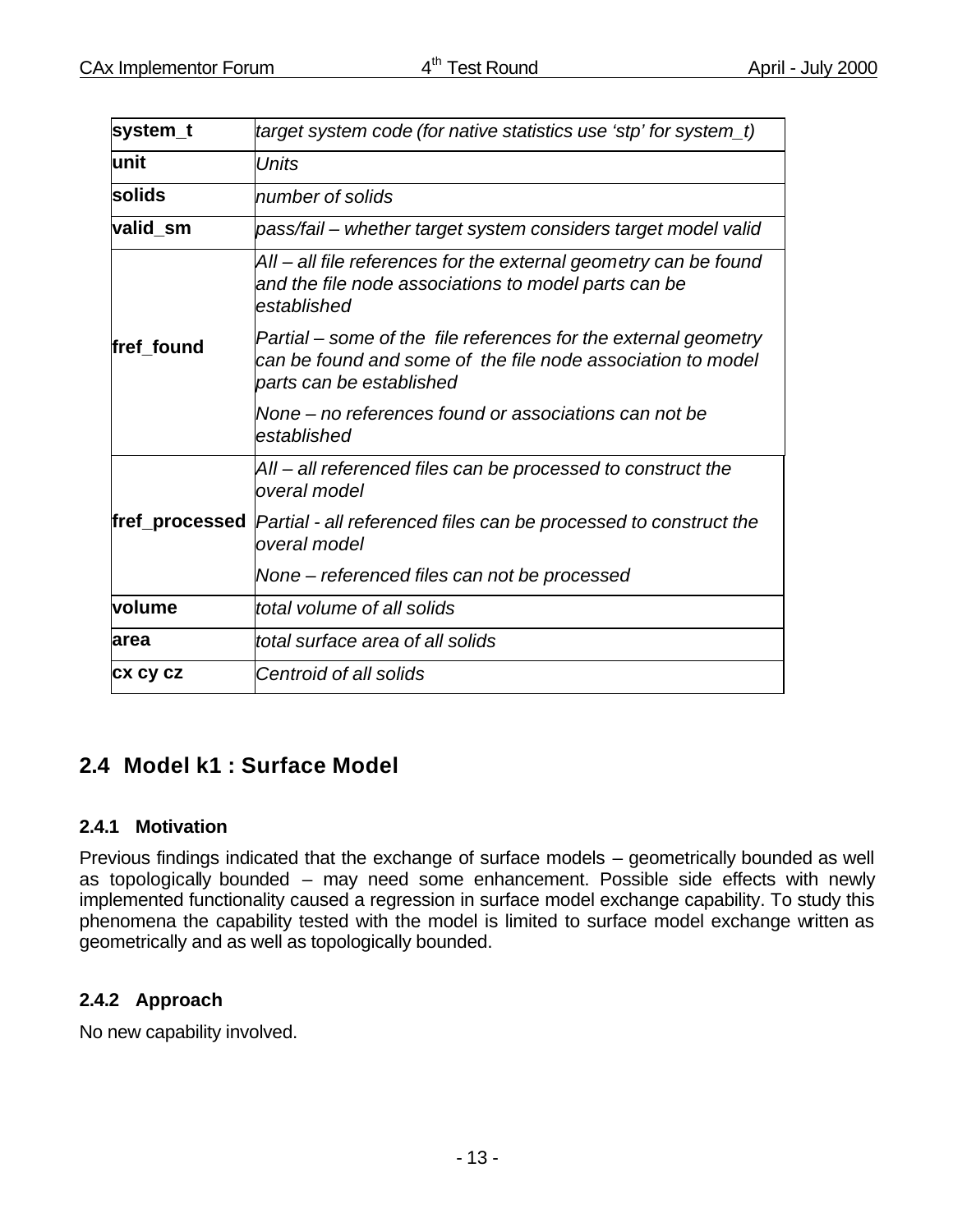| | |
|---|---|
| **system_t** | *target system code (for native statistics use 'stp' for system_t)* |
| **unit** | *Units* |
| **solids** | *number of solids* |
| **valid_sm** | *pass/fail – whether target system considers target model valid* |
| **fref_found** | *All – all file references for the external geometry can be found and the file node associations to model parts can be established*<br>*Partial – some of the file references for the external geometry can be found and some of the file node association to model parts can be established*<br>*None – no references found or associations can not be established* |
| **fref_processed** | *All – all referenced files can be processed to construct the overal model*<br>*Partial - all referenced files can be processed to construct the overal model*<br>*None – referenced files can not be processed* |
| **volume** | *total volume of all solids* |
| **area** | *total surface area of all solids* |
| **cx cy cz** | *Centroid of all solids* |

## 2.4 Model k1 : Surface Model

### 2.4.1 Motivation

Previous findings indicated that the exchange of surface models – geometrically bounded as well as topologically bounded – may need some enhancement. Possible side effects with newly implemented functionality caused a regression in surface model exchange capability. To study this phenomena the capability tested with the model is limited to surface model exchange written as geometrically and as well as topologically bounded.

### 2.4.2 Approach

No new capability involved.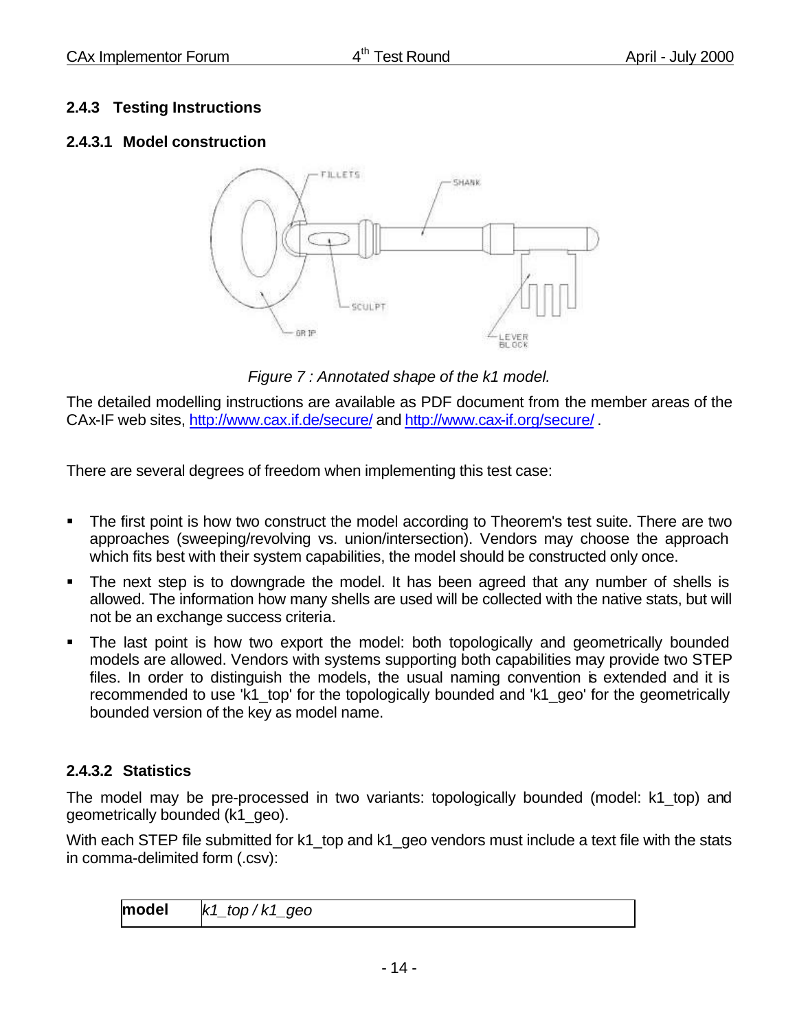### 2.4.3 Testing Instructions

#### 2.4.3.1 Model construction

*Figure 7 : Annotated shape of the k1 model.*

The detailed modelling instructions are available as PDF document from the member areas of the CAx-IF web sites, http://www.cax.if.de/secure/ and http://www.cax-if.org/secure/ .

There are several degrees of freedom when implementing this test case:

- The first point is how two construct the model according to Theorem's test suite. There are two approaches (sweeping/revolving vs. union/intersection). Vendors may choose the approach which fits best with their system capabilities, the model should be constructed only once.
- The next step is to downgrade the model. It has been agreed that any number of shells is allowed. The information how many shells are used will be collected with the native stats, but will not be an exchange success criteria.
- The last point is how two export the model: both topologically and geometrically bounded models are allowed. Vendors with systems supporting both capabilities may provide two STEP files. In order to distinguish the models, the usual naming convention is extended and it is recommended to use 'k1_top' for the topologically bounded and 'k1_geo' for the geometrically bounded version of the key as model name.

#### 2.4.3.2 Statistics

The model may be pre-processed in two variants: topologically bounded (model: k1_top) and geometrically bounded (k1_geo).

With each STEP file submitted for k1_top and k1_geo vendors must include a text file with the stats in comma-delimited form (.csv):

| **model** | *k1_top / k1_geo* |
|---|---|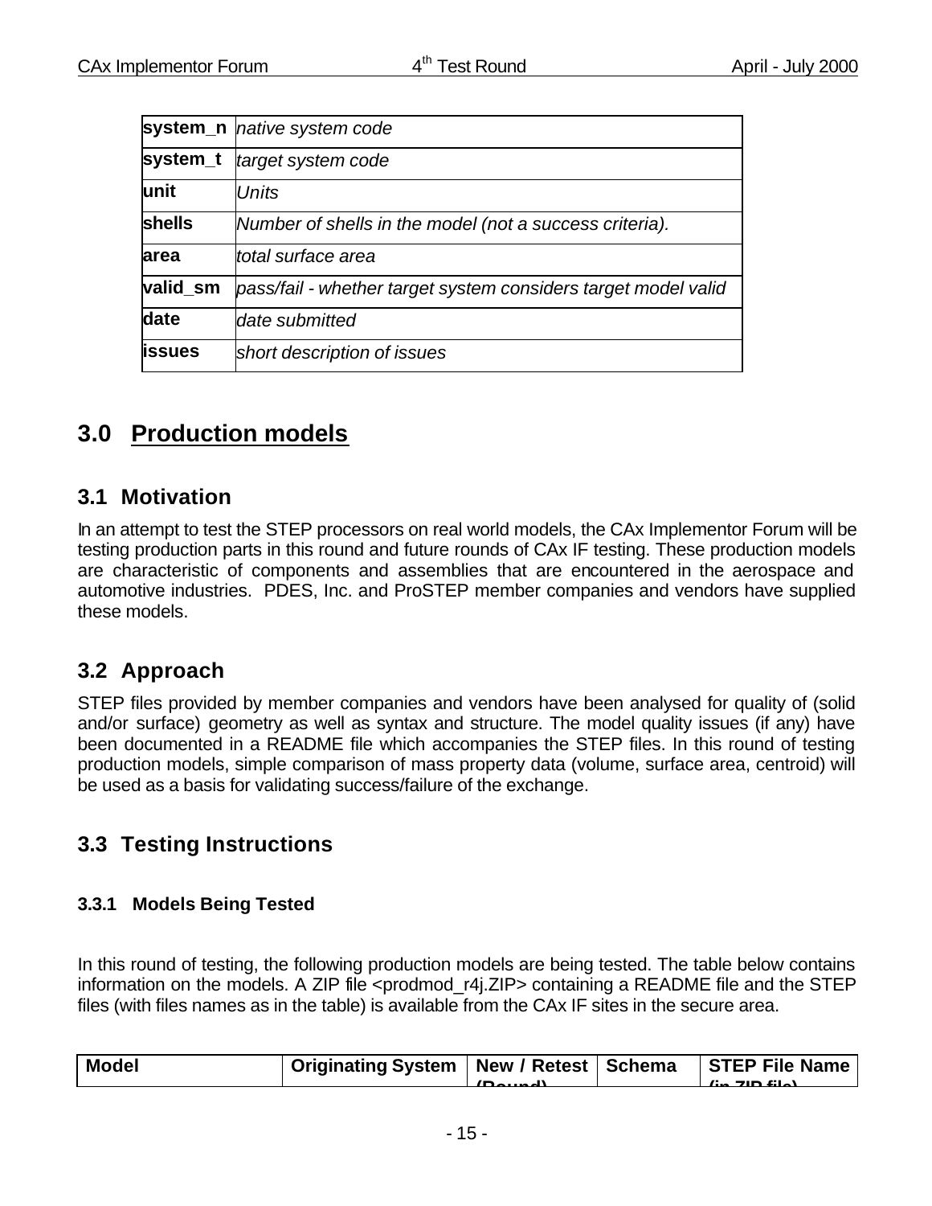| | |
|---|---|
| **system_n** | *native system code* |
| **system_t** | *target system code* |
| **unit** | *Units* |
| **shells** | *Number of shells in the model (not a success criteria).* |
| **area** | *total surface area* |
| **valid_sm** | *pass/fail - whether target system considers target model valid* |
| **date** | *date submitted* |
| **issues** | *short description of issues* |

# 3.0 Production models

## 3.1 Motivation

In an attempt to test the STEP processors on real world models, the CAx Implementor Forum will be testing production parts in this round and future rounds of CAx IF testing. These production models are characteristic of components and assemblies that are encountered in the aerospace and automotive industries. PDES, Inc. and ProSTEP member companies and vendors have supplied these models.

## 3.2 Approach

STEP files provided by member companies and vendors have been analysed for quality of (solid and/or surface) geometry as well as syntax and structure. The model quality issues (if any) have been documented in a README file which accompanies the STEP files. In this round of testing production models, simple comparison of mass property data (volume, surface area, centroid) will be used as a basis for validating success/failure of the exchange.

## 3.3 Testing Instructions

### 3.3.1 Models Being Tested

In this round of testing, the following production models are being tested. The table below contains information on the models. A ZIP file <prodmod_r4j.ZIP> containing a README file and the STEP files (with files names as in the table) is available from the CAx IF sites in the secure area.

| Model | Originating System | New / Retest (Round) | Schema | STEP File Name (in ZIP file) |
|---|---|---|---|---|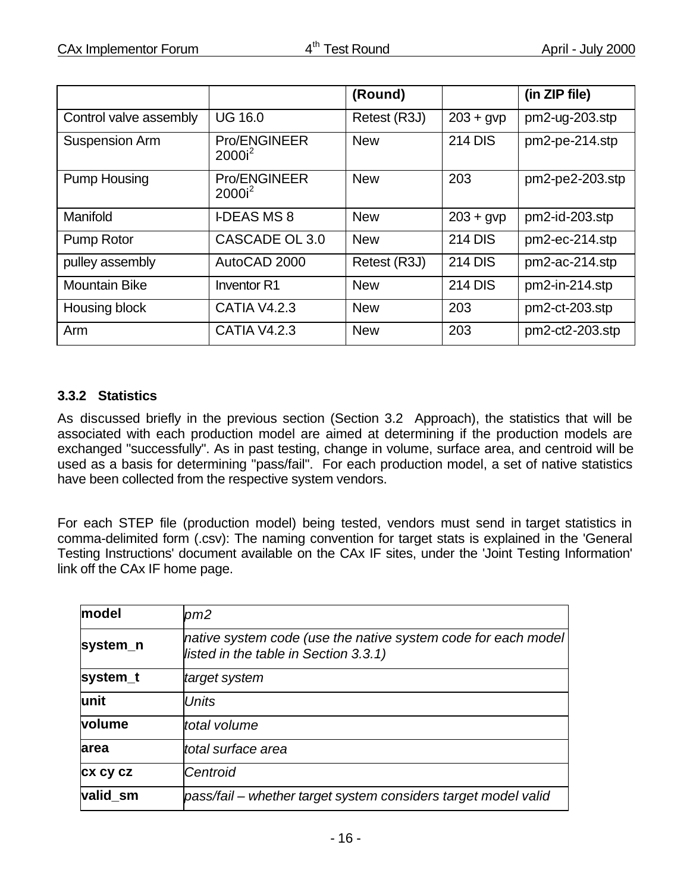| | | (Round) | | (in ZIP file) |
|---|---|---|---|---|
| Control valve assembly | UG 16.0 | Retest (R3J) | 203 + gvp | pm2-ug-203.stp |
| Suspension Arm | Pro/ENGINEER 2000i[2] | New | 214 DIS | pm2-pe-214.stp |
| Pump Housing | Pro/ENGINEER 2000i[2] | New | 203 | pm2-pe2-203.stp |
| Manifold | I-DEAS MS 8 | New | 203 + gvp | pm2-id-203.stp |
| Pump Rotor | CASCADE OL 3.0 | New | 214 DIS | pm2-ec-214.stp |
| pulley assembly | AutoCAD 2000 | Retest (R3J) | 214 DIS | pm2-ac-214.stp |
| Mountain Bike | Inventor R1 | New | 214 DIS | pm2-in-214.stp |
| Housing block | CATIA V4.2.3 | New | 203 | pm2-ct-203.stp |
| Arm | CATIA V4.2.3 | New | 203 | pm2-ct2-203.stp |

### 3.3.2 Statistics

As discussed briefly in the previous section (Section 3.2 Approach), the statistics that will be associated with each production model are aimed at determining if the production models are exchanged "successfully". As in past testing, change in volume, surface area, and centroid will be used as a basis for determining "pass/fail". For each production model, a set of native statistics have been collected from the respective system vendors.

For each STEP file (production model) being tested, vendors must send in target statistics in comma-delimited form (.csv): The naming convention for target stats is explained in the 'General Testing Instructions' document available on the CAx IF sites, under the 'Joint Testing Information' link off the CAx IF home page.

| **model** | *pm2* |
|---|---|
| **system_n** | *native system code (use the native system code for each model listed in the table in Section 3.3.1)* |
| **system_t** | *target system* |
| **unit** | *Units* |
| **volume** | *total volume* |
| **area** | *total surface area* |
| **cx cy cz** | *Centroid* |
| **valid_sm** | *pass/fail – whether target system considers target model valid* |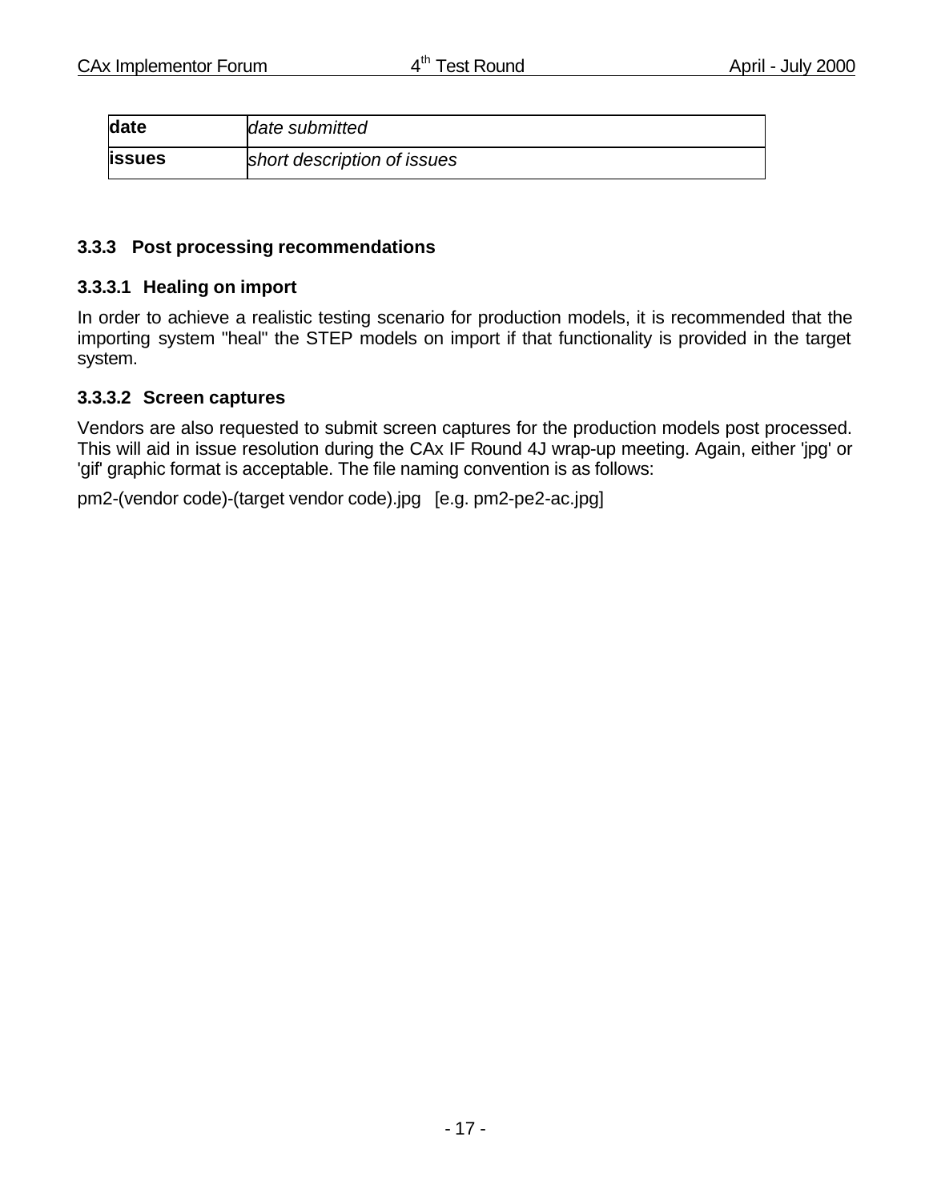| **date** | *date submitted* |
|---|---|
| **issues** | *short description of issues* |

### 3.3.3 Post processing recommendations

#### 3.3.3.1 Healing on import

In order to achieve a realistic testing scenario for production models, it is recommended that the importing system "heal" the STEP models on import if that functionality is provided in the target system.

#### 3.3.3.2 Screen captures

Vendors are also requested to submit screen captures for the production models post processed. This will aid in issue resolution during the CAx IF Round 4J wrap-up meeting. Again, either 'jpg' or 'gif' graphic format is acceptable. The file naming convention is as follows:

pm2-(vendor code)-(target vendor code).jpg [e.g. pm2-pe2-ac.jpg]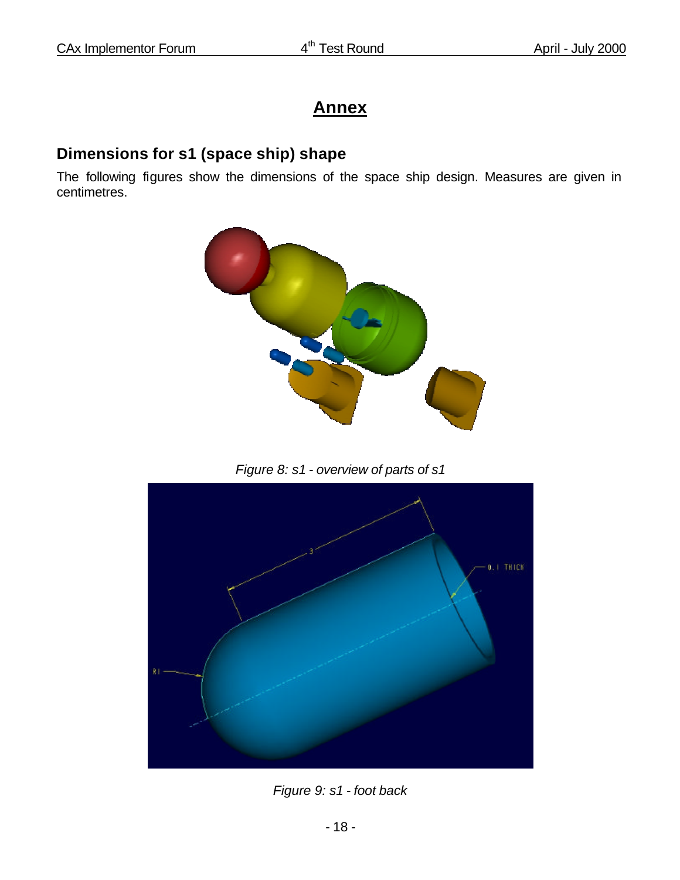# Annex

## Dimensions for s1 (space ship) shape

The following figures show the dimensions of the space ship design. Measures are given in centimetres.

*Figure 8: s1 - overview of parts of s1*

*Figure 9: s1 - foot back*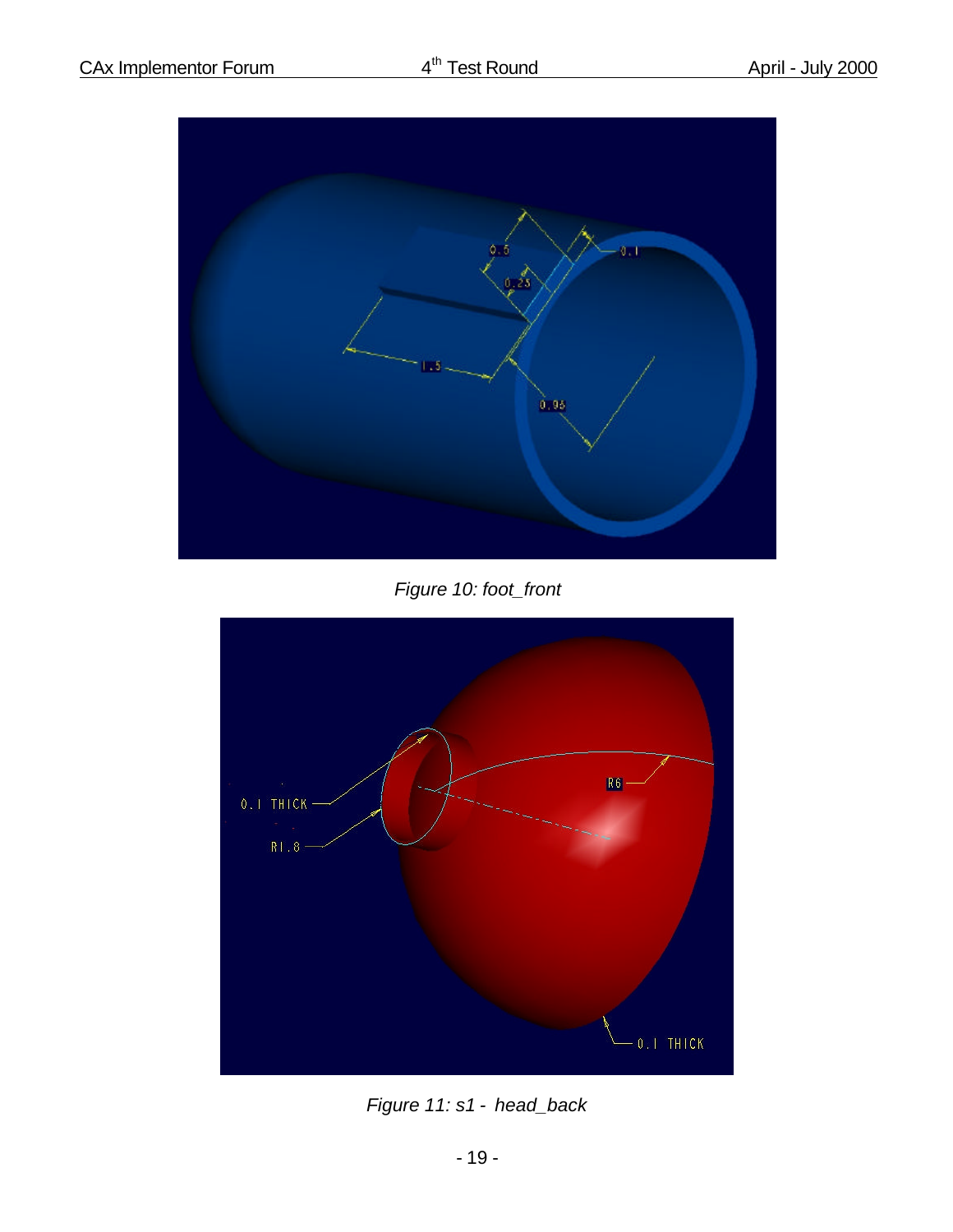*Figure 10: foot_front*

*Figure 11: s1 - head_back*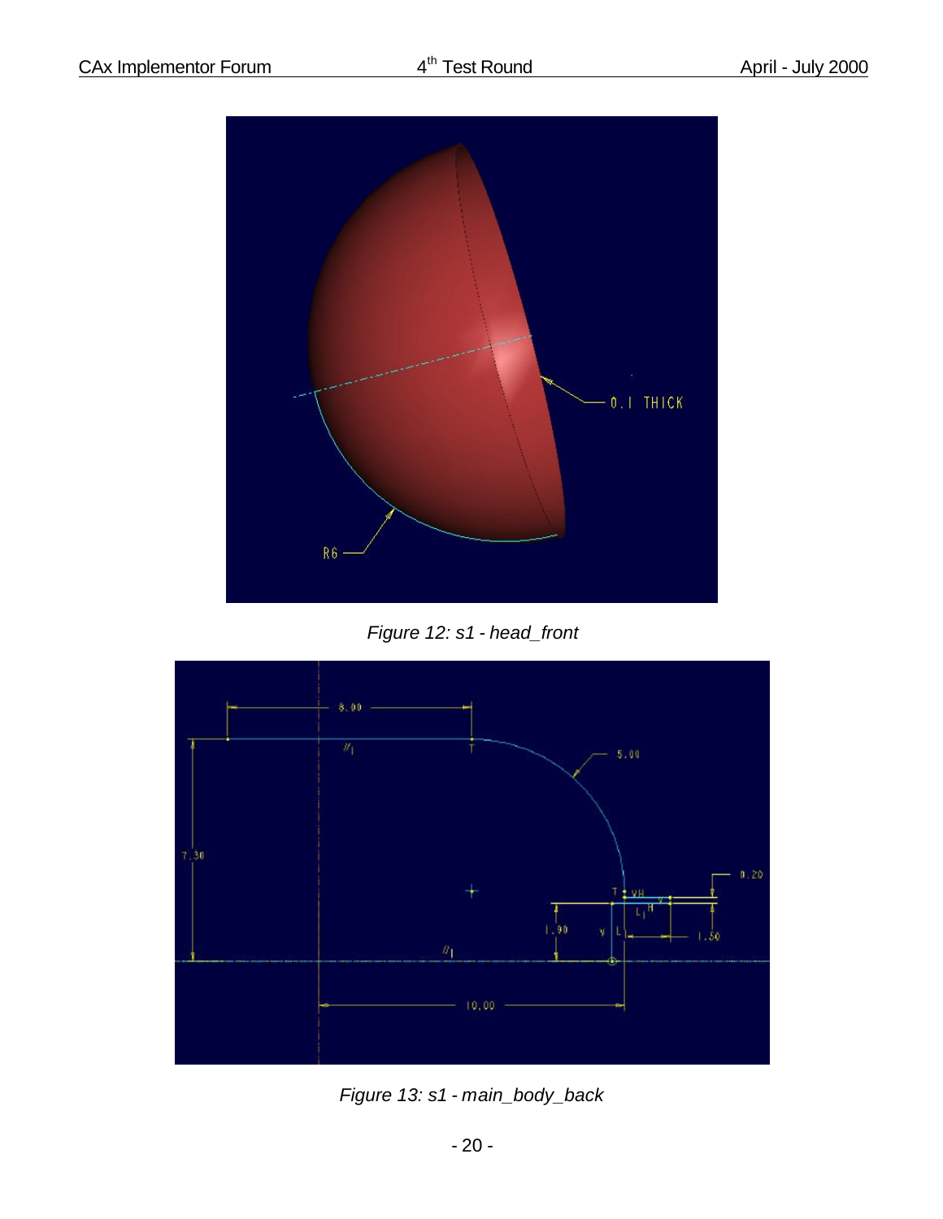Figure 12: s1 - head_front

Figure 13: s1 - main_body_back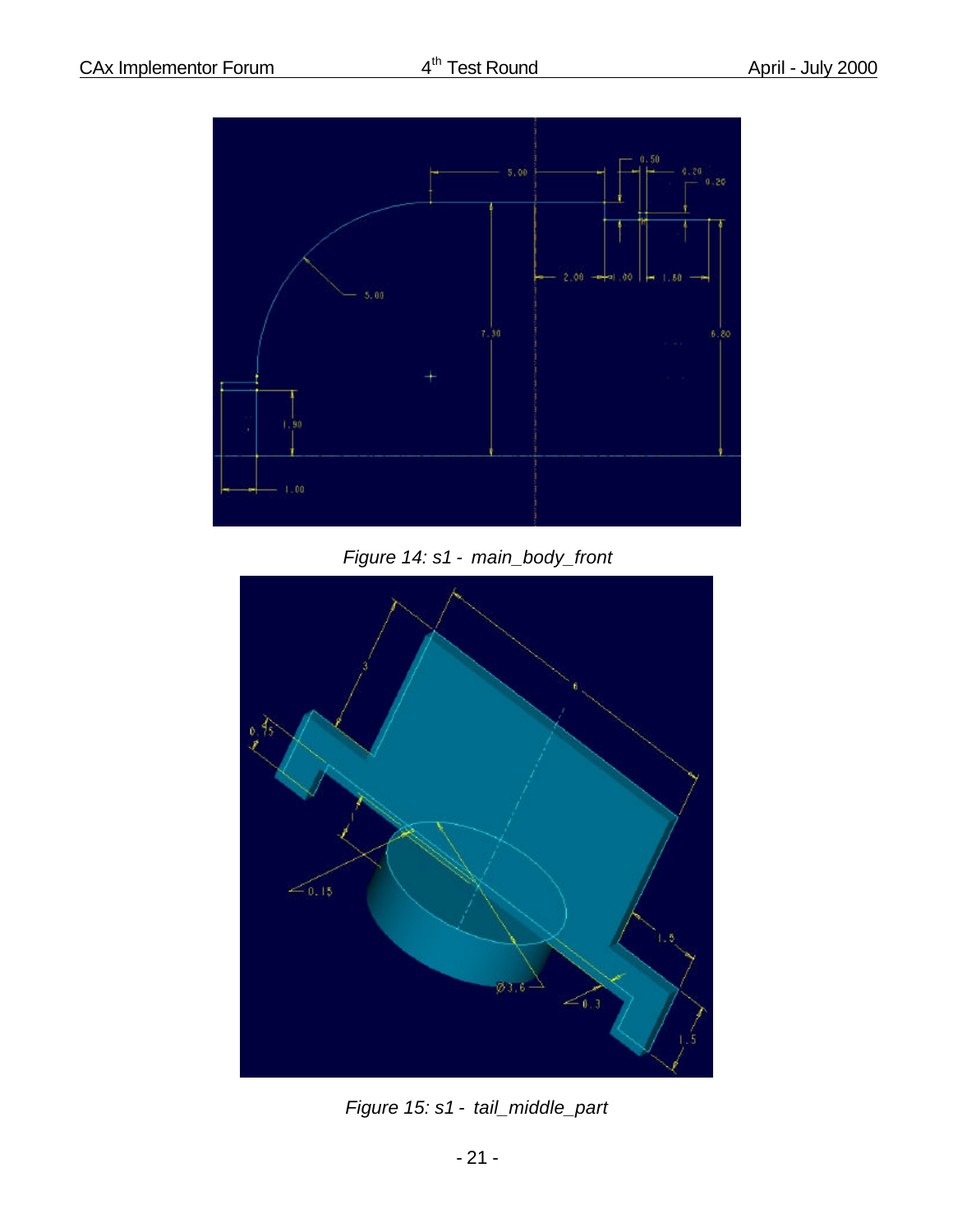Figure 14: s1 - main_body_front

Figure 15: s1 - tail_middle_part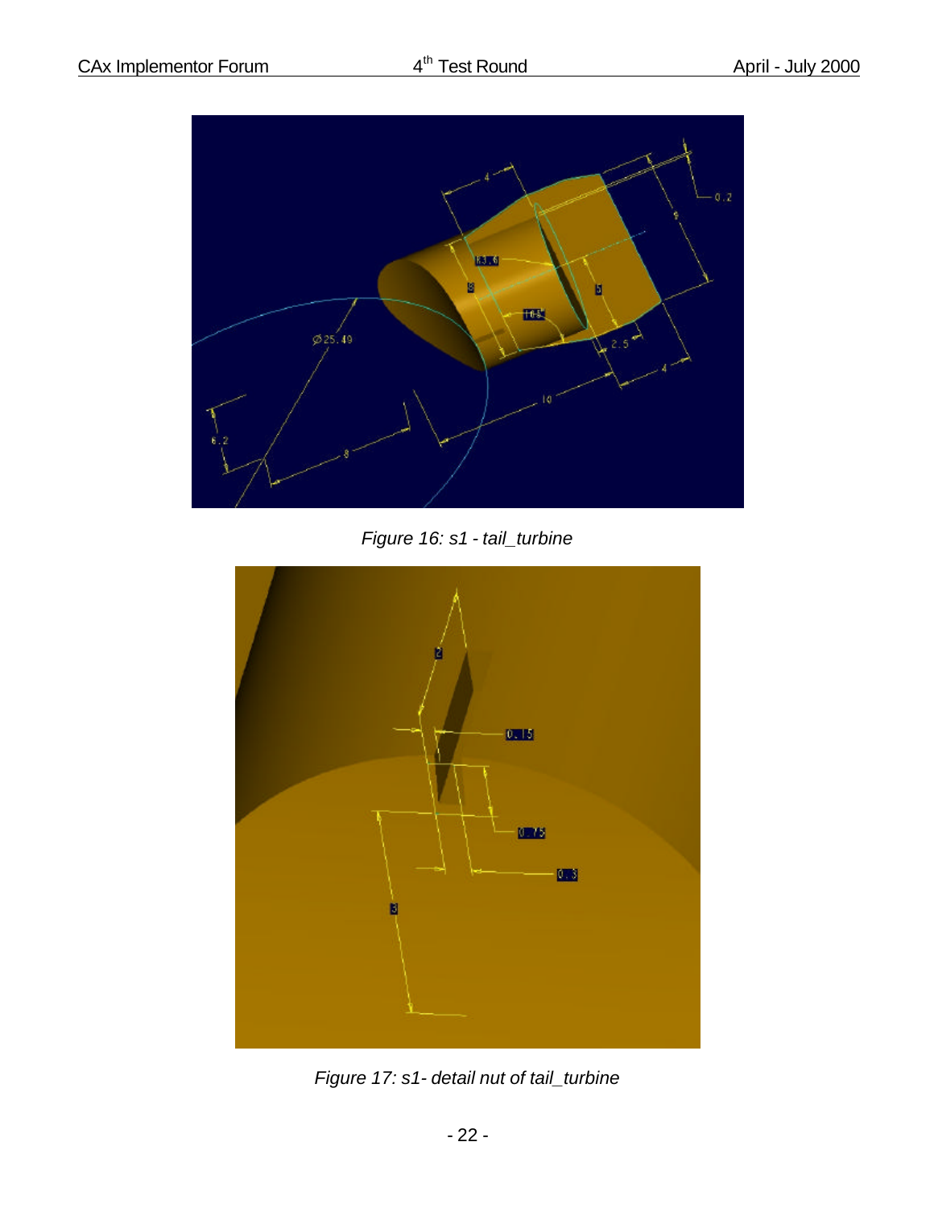Figure 16: s1 - tail_turbine

Figure 17: s1- detail nut of tail_turbine